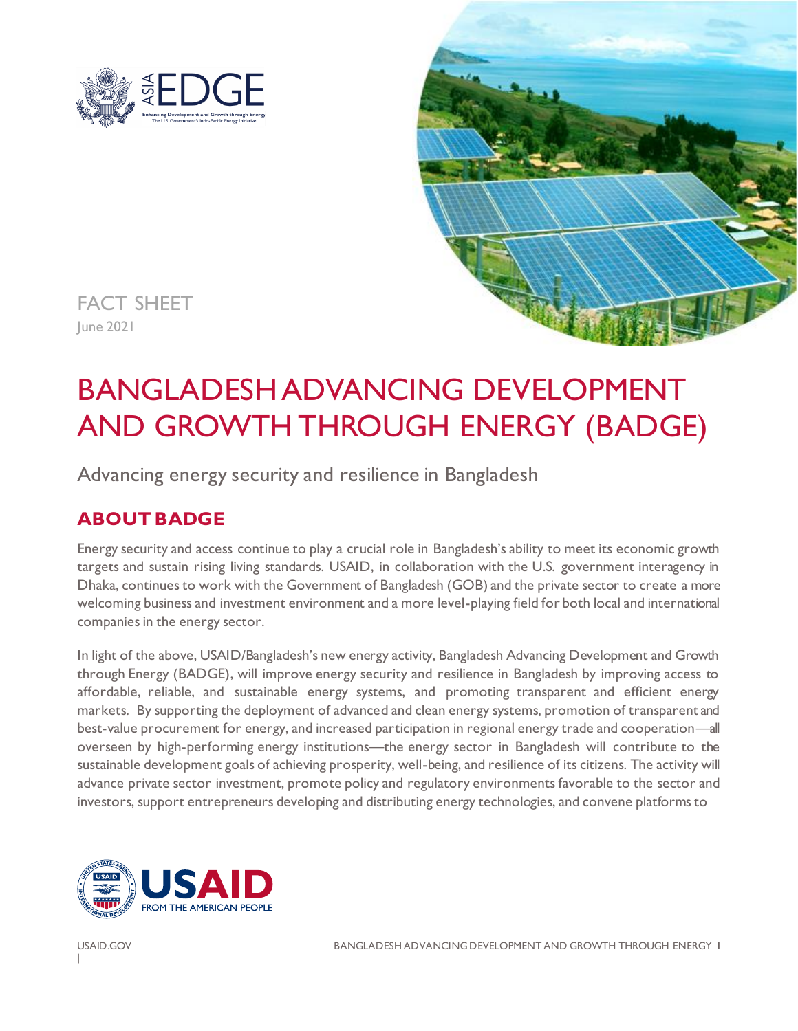FACT SHEET

June 2021

# BANGLADESH ADVANCING DEVELOPMENT AND GROWTH THROUGH ENERGY (BADGE)

Advancing energy security and resilience in Bangladesh

## ABOUT BADGE

Energy security and access continue to play a crucial role in Bangladesh's ability to meet its economic growth targets and sustain rising living standards. USAID, in collaboration with the U.S. government interagency in Dhaka, continues to work with the Government of Bangladesh (GOB) and the private sector to create a more welcoming business and investment environment and a more level-playing field for both local and international companies in the energy sector.

In light of the above, USAID/Bangladesh's new energy activity, Bangladesh Advancing Development and Growth through Energy (BADGE), will improve energy security and resilience in Bangladesh by improving access to affordable, reliable, and sustainable energy systems, and promoting transparent and efficient energy markets. By supporting the deployment of advanced and clean energy systems, promotion of transparent and best-value procurement for energy, and increased participation in regional energy trade and cooperation—all overseen by high-performing energy institutions—the energy sector in Bangladesh will contribute to the sustainable development goals of achieving prosperity, well-being, and resilience of its citizens. The activity will advance private sector investment, promote policy and regulatory environments favorable to the sector and investors, support entrepreneurs developing and distributing energy technologies, and convene platforms to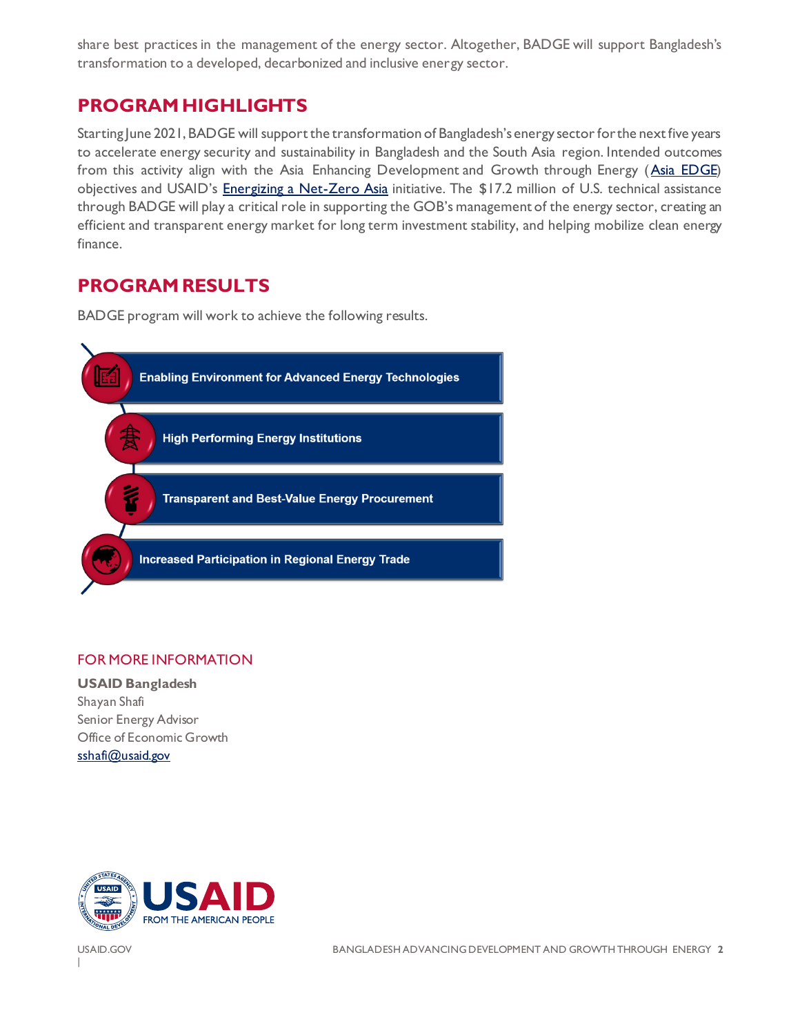share best practices in the management of the energy sector. Altogether, BADGE will support Bangladesh's transformation to a developed, decarbonized and inclusive energy sector.

## PROGRAM HIGHLIGHTS

Starting June 2021, BADGE will support the transformation of Bangladesh's energy sector for the next five years to accelerate energy security and sustainability in Bangladesh and the South Asia region. Intended outcomes from this activity align with the Asia Enhancing Development and Growth through Energy (Asia EDGE) objectives and USAID's Energizing a Net-Zero Asia initiative. The $17.2 million of U.S. technical assistance through BADGE will play a critical role in supporting the GOB's management of the energy sector, creating an efficient and transparent energy market for long term investment stability, and helping mobilize clean energy finance.

## PROGRAM RESULTS

BADGE program will work to achieve the following results.

- Enabling Environment for Advanced Energy Technologies
- High Performing Energy Institutions
- Transparent and Best-Value Energy Procurement
- Increased Participation in Regional Energy Trade

### FOR MORE INFORMATION

**USAID Bangladesh**
Shayan Shafi
Senior Energy Advisor
Office of Economic Growth
sshafi@usaid.gov